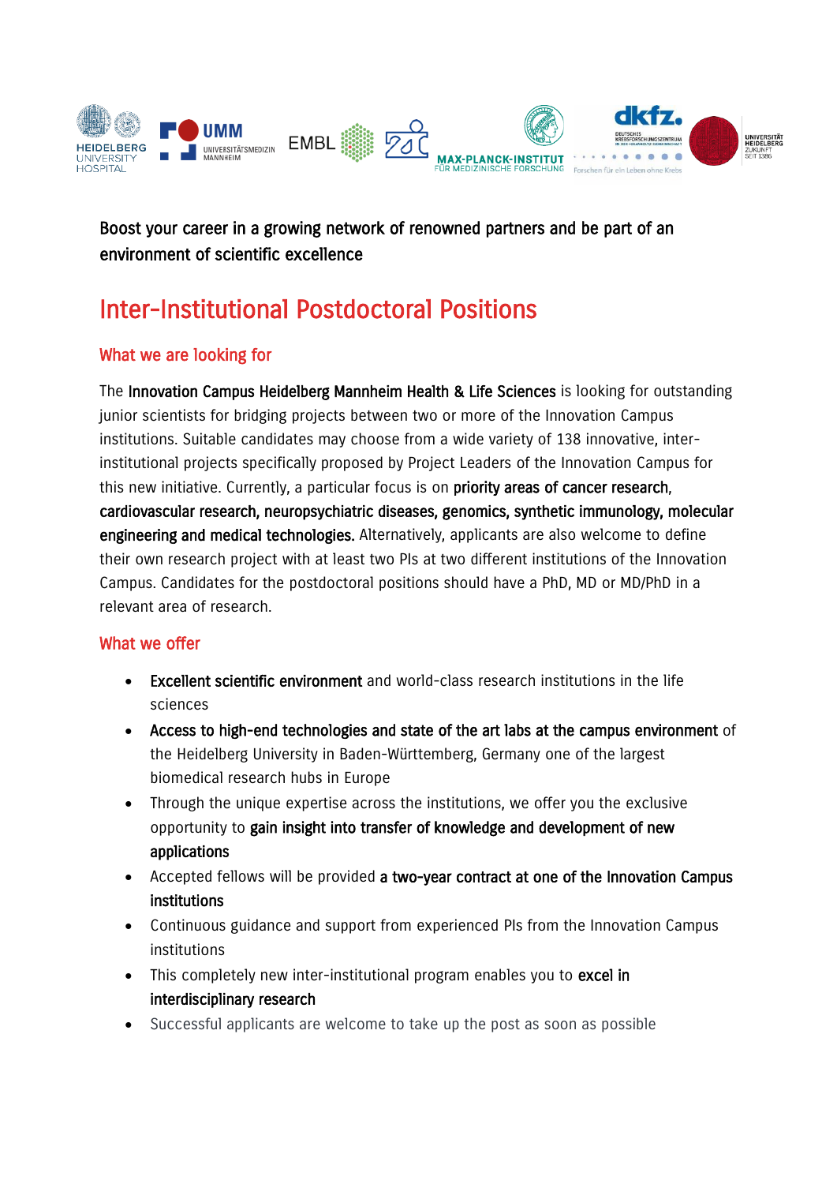**Boost your career in a growing network of renowned partners and be part of an environment of scientific excellence**

# Inter-Institutional Postdoctoral Positions

## What we are looking for

The **Innovation Campus Heidelberg Mannheim Health & Life Sciences** is looking for outstanding junior scientists for bridging projects between two or more of the Innovation Campus institutions. Suitable candidates may choose from a wide variety of 138 innovative, inter-institutional projects specifically proposed by Project Leaders of the Innovation Campus for this new initiative. Currently, a particular focus is on **priority areas of cancer research, cardiovascular research, neuropsychiatric diseases, genomics, synthetic immunology, molecular engineering and medical technologies.** Alternatively, applicants are also welcome to define their own research project with at least two PIs at two different institutions of the Innovation Campus. Candidates for the postdoctoral positions should have a PhD, MD or MD/PhD in a relevant area of research.

## What we offer

- **Excellent scientific environment** and world-class research institutions in the life sciences
- **Access to high-end technologies and state of the art labs at the campus environment** of the Heidelberg University in Baden-Württemberg, Germany one of the largest biomedical research hubs in Europe
- Through the unique expertise across the institutions, we offer you the exclusive opportunity to **gain insight into transfer of knowledge and development of new applications**
- Accepted fellows will be provided **a two-year contract at one of the Innovation Campus institutions**
- Continuous guidance and support from experienced PIs from the Innovation Campus institutions
- This completely new inter-institutional program enables you to **excel in interdisciplinary research**
- Successful applicants are welcome to take up the post as soon as possible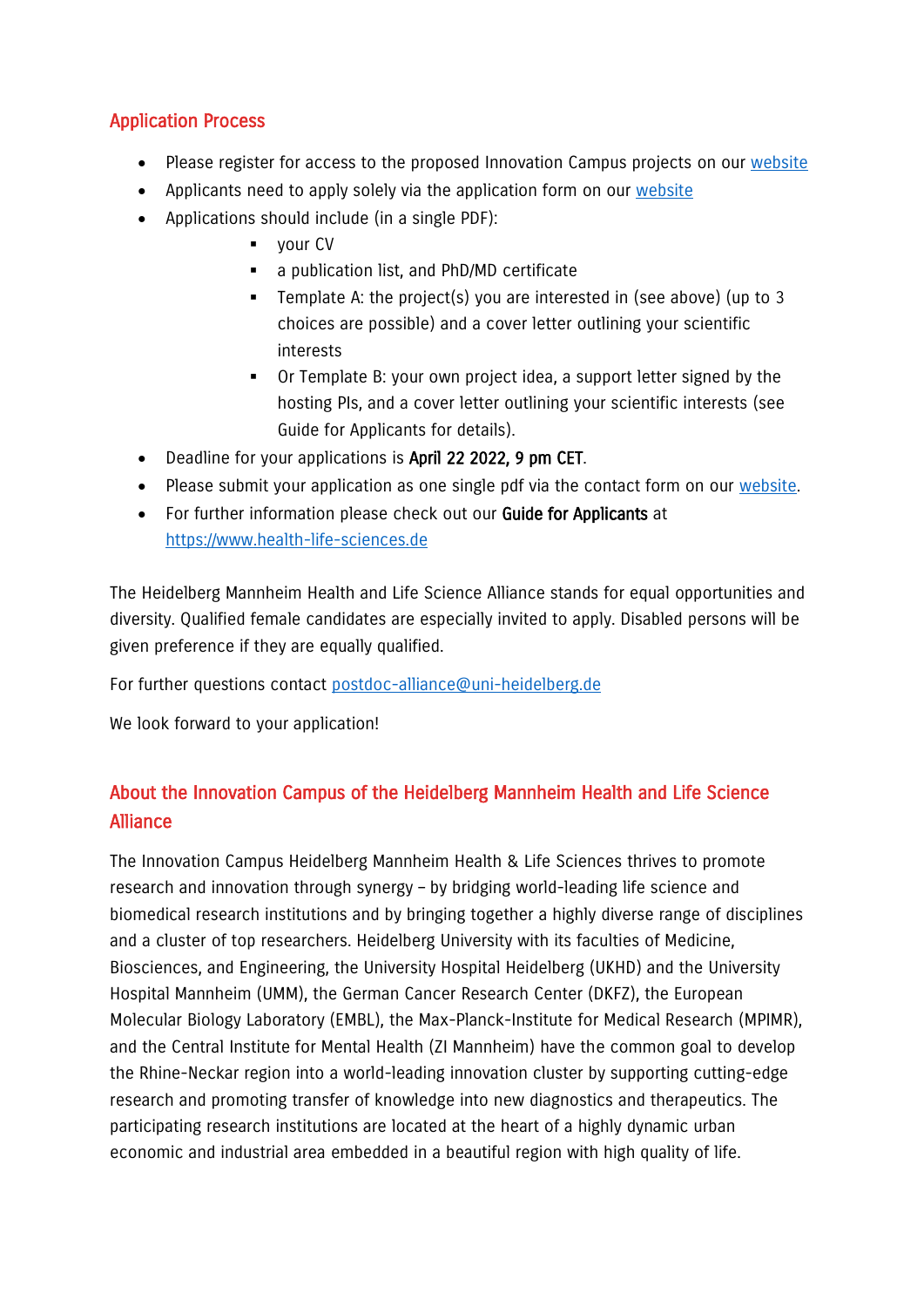## Application Process

- Please register for access to the proposed Innovation Campus projects on our [website](#)
- Applicants need to apply solely via the application form on our [website](#)
- Applications should include (in a single PDF):
    - your CV
    - a publication list, and PhD/MD certificate
    - Template A: the project(s) you are interested in (see above) (up to 3 choices are possible) and a cover letter outlining your scientific interests
    - Or Template B: your own project idea, a support letter signed by the hosting PIs, and a cover letter outlining your scientific interests (see Guide for Applicants for details).
- Deadline for your applications is **April 22 2022, 9 pm CET**.
- Please submit your application as one single pdf via the contact form on our [website](#).
- For further information please check out our **Guide for Applicants** at https://www.health-life-sciences.de

The Heidelberg Mannheim Health and Life Science Alliance stands for equal opportunities and diversity. Qualified female candidates are especially invited to apply. Disabled persons will be given preference if they are equally qualified.

For further questions contact postdoc-alliance@uni-heidelberg.de

We look forward to your application!

## About the Innovation Campus of the Heidelberg Mannheim Health and Life Science Alliance

The Innovation Campus Heidelberg Mannheim Health & Life Sciences thrives to promote research and innovation through synergy – by bridging world-leading life science and biomedical research institutions and by bringing together a highly diverse range of disciplines and a cluster of top researchers. Heidelberg University with its faculties of Medicine, Biosciences, and Engineering, the University Hospital Heidelberg (UKHD) and the University Hospital Mannheim (UMM), the German Cancer Research Center (DKFZ), the European Molecular Biology Laboratory (EMBL), the Max-Planck-Institute for Medical Research (MPIMR), and the Central Institute for Mental Health (ZI Mannheim) have the common goal to develop the Rhine-Neckar region into a world-leading innovation cluster by supporting cutting-edge research and promoting transfer of knowledge into new diagnostics and therapeutics. The participating research institutions are located at the heart of a highly dynamic urban economic and industrial area embedded in a beautiful region with high quality of life.